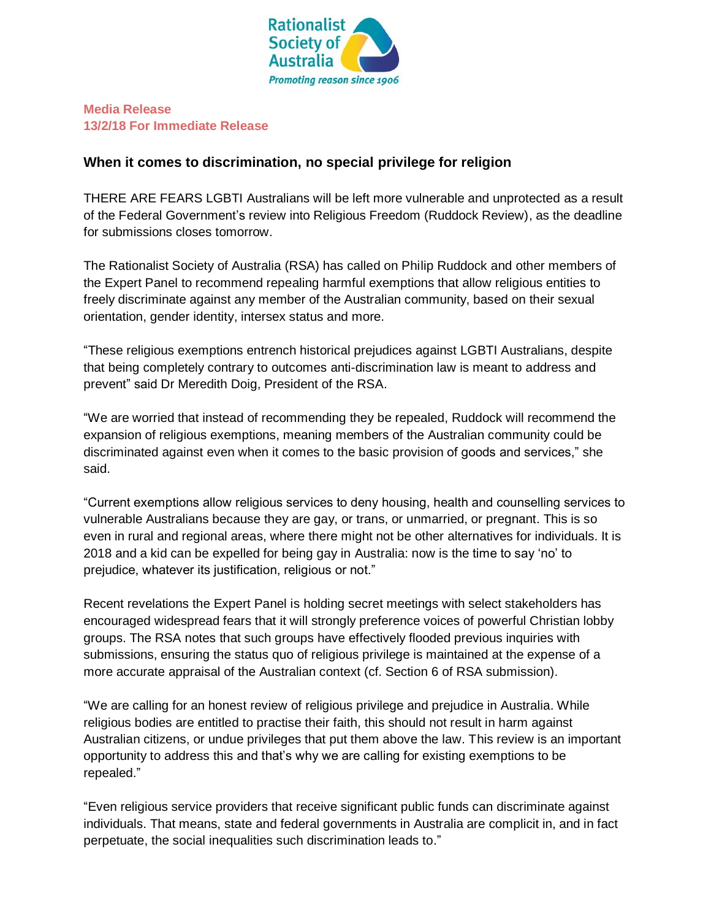Rationalist Society of Australia

*Promoting reason since 1906*

**Media Release**
**13/2/18 For Immediate Release**

## When it comes to discrimination, no special privilege for religion

THERE ARE FEARS LGBTI Australians will be left more vulnerable and unprotected as a result of the Federal Government's review into Religious Freedom (Ruddock Review), as the deadline for submissions closes tomorrow.

The Rationalist Society of Australia (RSA) has called on Philip Ruddock and other members of the Expert Panel to recommend repealing harmful exemptions that allow religious entities to freely discriminate against any member of the Australian community, based on their sexual orientation, gender identity, intersex status and more.

"These religious exemptions entrench historical prejudices against LGBTI Australians, despite that being completely contrary to outcomes anti-discrimination law is meant to address and prevent" said Dr Meredith Doig, President of the RSA.

"We are worried that instead of recommending they be repealed, Ruddock will recommend the expansion of religious exemptions, meaning members of the Australian community could be discriminated against even when it comes to the basic provision of goods and services," she said.

"Current exemptions allow religious services to deny housing, health and counselling services to vulnerable Australians because they are gay, or trans, or unmarried, or pregnant. This is so even in rural and regional areas, where there might not be other alternatives for individuals. It is 2018 and a kid can be expelled for being gay in Australia: now is the time to say 'no' to prejudice, whatever its justification, religious or not."

Recent revelations the Expert Panel is holding secret meetings with select stakeholders has encouraged widespread fears that it will strongly preference voices of powerful Christian lobby groups. The RSA notes that such groups have effectively flooded previous inquiries with submissions, ensuring the status quo of religious privilege is maintained at the expense of a more accurate appraisal of the Australian context (cf. Section 6 of RSA submission).

"We are calling for an honest review of religious privilege and prejudice in Australia. While religious bodies are entitled to practise their faith, this should not result in harm against Australian citizens, or undue privileges that put them above the law. This review is an important opportunity to address this and that's why we are calling for existing exemptions to be repealed."

"Even religious service providers that receive significant public funds can discriminate against individuals. That means, state and federal governments in Australia are complicit in, and in fact perpetuate, the social inequalities such discrimination leads to."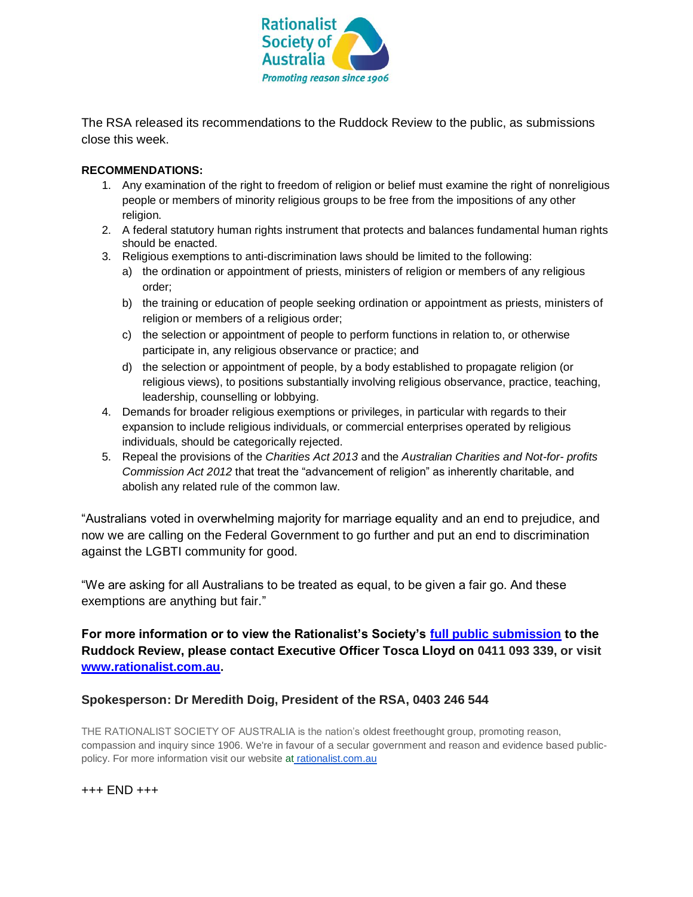The RSA released its recommendations to the Ruddock Review to the public, as submissions close this week.

**RECOMMENDATIONS:**

1. Any examination of the right to freedom of religion or belief must examine the right of nonreligious people or members of minority religious groups to be free from the impositions of any other religion.
2. A federal statutory human rights instrument that protects and balances fundamental human rights should be enacted.
3. Religious exemptions to anti-discrimination laws should be limited to the following:
   a) the ordination or appointment of priests, ministers of religion or members of any religious order;
   b) the training or education of people seeking ordination or appointment as priests, ministers of religion or members of a religious order;
   c) the selection or appointment of people to perform functions in relation to, or otherwise participate in, any religious observance or practice; and
   d) the selection or appointment of people, by a body established to propagate religion (or religious views), to positions substantially involving religious observance, practice, teaching, leadership, counselling or lobbying.
4. Demands for broader religious exemptions or privileges, in particular with regards to their expansion to include religious individuals, or commercial enterprises operated by religious individuals, should be categorically rejected.
5. Repeal the provisions of the *Charities Act 2013* and the *Australian Charities and Not-for- profits Commission Act 2012* that treat the "advancement of religion" as inherently charitable, and abolish any related rule of the common law.

"Australians voted in overwhelming majority for marriage equality and an end to prejudice, and now we are calling on the Federal Government to go further and put an end to discrimination against the LGBTI community for good.

"We are asking for all Australians to be treated as equal, to be given a fair go. And these exemptions are anything but fair."

**For more information or to view the Rationalist's Society's full public submission to the Ruddock Review, please contact Executive Officer Tosca Lloyd on 0411 093 339, or visit www.rationalist.com.au.**

**Spokesperson: Dr Meredith Doig, President of the RSA, 0403 246 544**

THE RATIONALIST SOCIETY OF AUSTRALIA is the nation's oldest freethought group, promoting reason, compassion and inquiry since 1906. We're in favour of a secular government and reason and evidence based public-policy. For more information visit our website at rationalist.com.au

+++ END +++